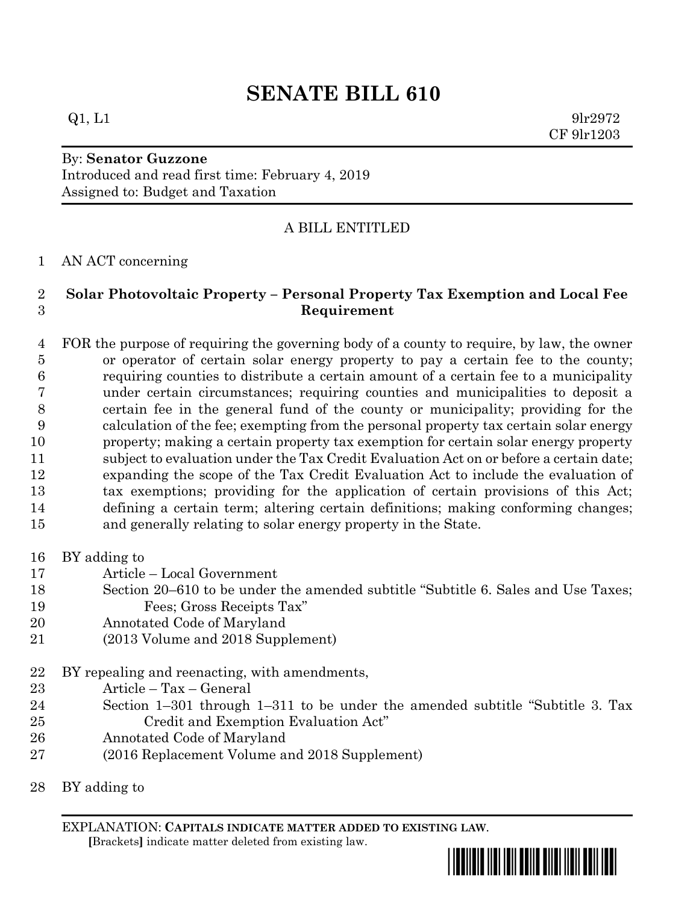# SENATE BILL 610

Q1, L1 9lr2972
CF 9lr1203

By: **Senator Guzzone**
Introduced and read first time: February 4, 2019
Assigned to: Budget and Taxation

A BILL ENTITLED

1 AN ACT concerning

2 **Solar Photovoltaic Property – Personal Property Tax Exemption and Local Fee**
3 **Requirement**

4 FOR the purpose of requiring the governing body of a county to require, by law, the owner
5 or operator of certain solar energy property to pay a certain fee to the county;
6 requiring counties to distribute a certain amount of a certain fee to a municipality
7 under certain circumstances; requiring counties and municipalities to deposit a
8 certain fee in the general fund of the county or municipality; providing for the
9 calculation of the fee; exempting from the personal property tax certain solar energy
10 property; making a certain property tax exemption for certain solar energy property
11 subject to evaluation under the Tax Credit Evaluation Act on or before a certain date;
12 expanding the scope of the Tax Credit Evaluation Act to include the evaluation of
13 tax exemptions; providing for the application of certain provisions of this Act;
14 defining a certain term; altering certain definitions; making conforming changes;
15 and generally relating to solar energy property in the State.

16 BY adding to
17 Article – Local Government
18 Section 20–610 to be under the amended subtitle "Subtitle 6. Sales and Use Taxes;
19 Fees; Gross Receipts Tax"
20 Annotated Code of Maryland
21 (2013 Volume and 2018 Supplement)

22 BY repealing and reenacting, with amendments,
23 Article – Tax – General
24 Section 1–301 through 1–311 to be under the amended subtitle "Subtitle 3. Tax
25 Credit and Exemption Evaluation Act"
26 Annotated Code of Maryland
27 (2016 Replacement Volume and 2018 Supplement)

28 BY adding to

EXPLANATION: **CAPITALS INDICATE MATTER ADDED TO EXISTING LAW**.
**[**Brackets**]** indicate matter deleted from existing law.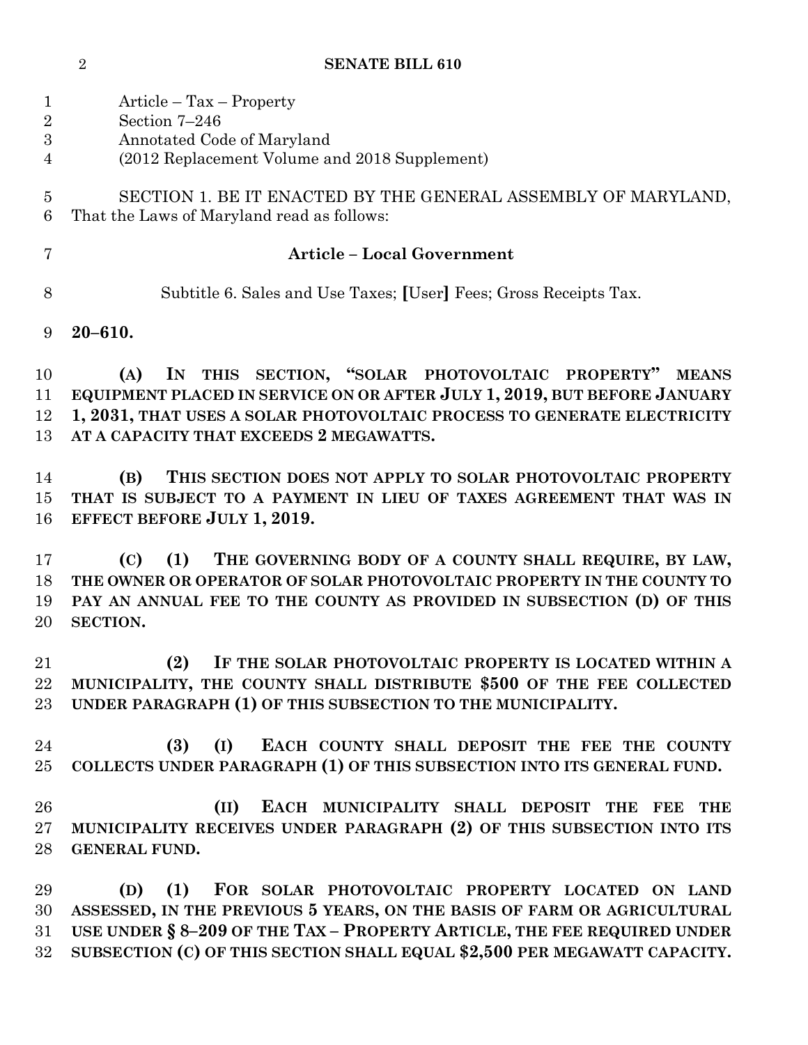Article – Tax – Property
Section 7–246
Annotated Code of Maryland
(2012 Replacement Volume and 2018 Supplement)

SECTION 1. BE IT ENACTED BY THE GENERAL ASSEMBLY OF MARYLAND, That the Laws of Maryland read as follows:

**Article – Local Government**

Subtitle 6. Sales and Use Taxes; **[**User**]** Fees; Gross Receipts Tax.

**20–610.**

**(A) IN THIS SECTION, "SOLAR PHOTOVOLTAIC PROPERTY" MEANS EQUIPMENT PLACED IN SERVICE ON OR AFTER JULY 1, 2019, BUT BEFORE JANUARY 1, 2031, THAT USES A SOLAR PHOTOVOLTAIC PROCESS TO GENERATE ELECTRICITY AT A CAPACITY THAT EXCEEDS 2 MEGAWATTS.**

**(B) THIS SECTION DOES NOT APPLY TO SOLAR PHOTOVOLTAIC PROPERTY THAT IS SUBJECT TO A PAYMENT IN LIEU OF TAXES AGREEMENT THAT WAS IN EFFECT BEFORE JULY 1, 2019.**

**(C) (1) THE GOVERNING BODY OF A COUNTY SHALL REQUIRE, BY LAW, THE OWNER OR OPERATOR OF SOLAR PHOTOVOLTAIC PROPERTY IN THE COUNTY TO PAY AN ANNUAL FEE TO THE COUNTY AS PROVIDED IN SUBSECTION (D) OF THIS SECTION.**

**(2) IF THE SOLAR PHOTOVOLTAIC PROPERTY IS LOCATED WITHIN A MUNICIPALITY, THE COUNTY SHALL DISTRIBUTE $500 OF THE FEE COLLECTED UNDER PARAGRAPH (1) OF THIS SUBSECTION TO THE MUNICIPALITY.**

**(3) (I) EACH COUNTY SHALL DEPOSIT THE FEE THE COUNTY COLLECTS UNDER PARAGRAPH (1) OF THIS SUBSECTION INTO ITS GENERAL FUND.**

**(II) EACH MUNICIPALITY SHALL DEPOSIT THE FEE THE MUNICIPALITY RECEIVES UNDER PARAGRAPH (2) OF THIS SUBSECTION INTO ITS GENERAL FUND.**

**(D) (1) FOR SOLAR PHOTOVOLTAIC PROPERTY LOCATED ON LAND ASSESSED, IN THE PREVIOUS 5 YEARS, ON THE BASIS OF FARM OR AGRICULTURAL USE UNDER § 8–209 OF THE TAX – PROPERTY ARTICLE, THE FEE REQUIRED UNDER SUBSECTION (C) OF THIS SECTION SHALL EQUAL $2,500 PER MEGAWATT CAPACITY.**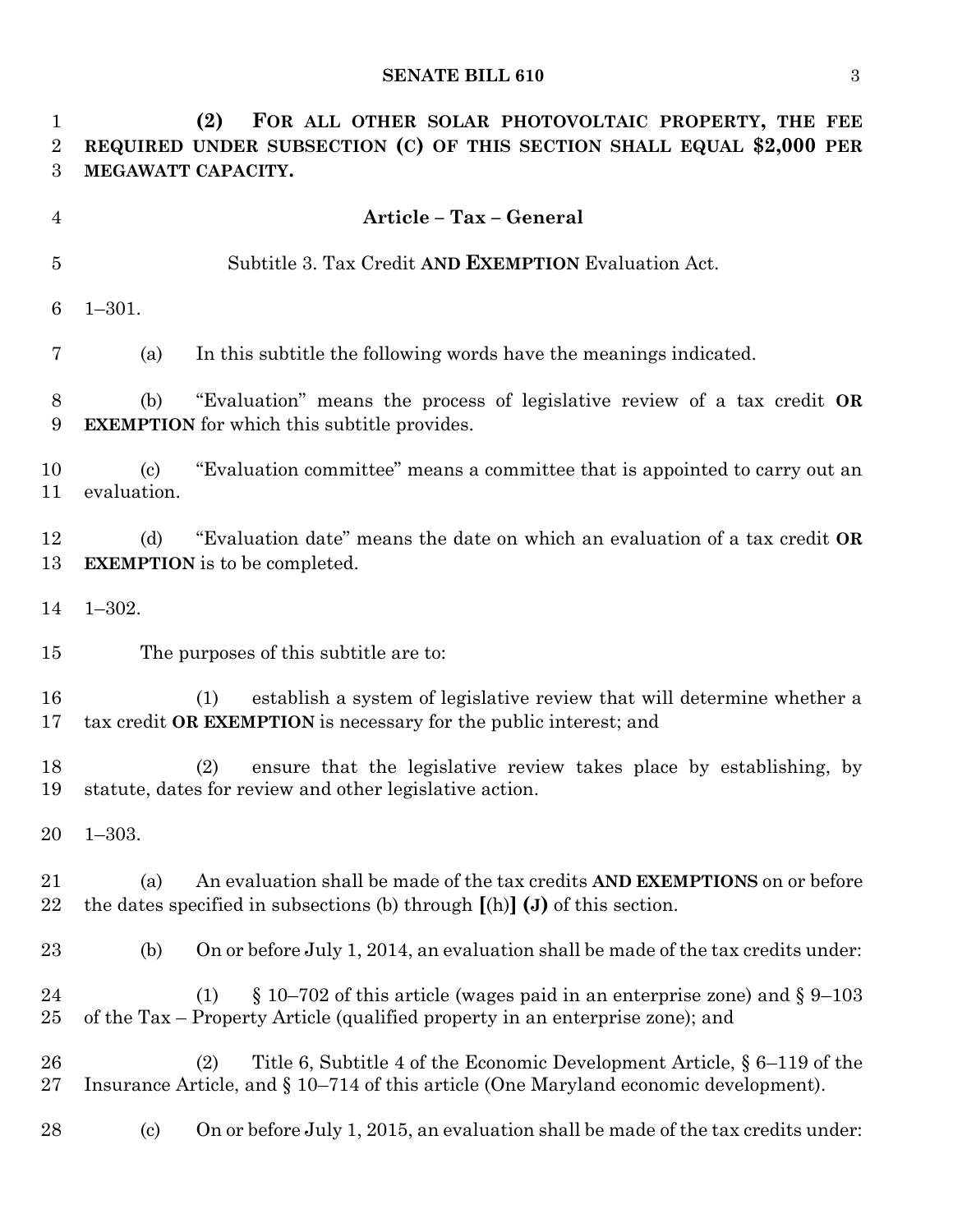**(2) FOR ALL OTHER SOLAR PHOTOVOLTAIC PROPERTY, THE FEE REQUIRED UNDER SUBSECTION (C) OF THIS SECTION SHALL EQUAL $2,000 PER MEGAWATT CAPACITY.**

## Article – Tax – General

Subtitle 3. Tax Credit **AND EXEMPTION** Evaluation Act.

1–301.

(a) In this subtitle the following words have the meanings indicated.

(b) "Evaluation" means the process of legislative review of a tax credit **OR EXEMPTION** for which this subtitle provides.

(c) "Evaluation committee" means a committee that is appointed to carry out an evaluation.

(d) "Evaluation date" means the date on which an evaluation of a tax credit **OR EXEMPTION** is to be completed.

1–302.

The purposes of this subtitle are to:

(1) establish a system of legislative review that will determine whether a tax credit **OR EXEMPTION** is necessary for the public interest; and

(2) ensure that the legislative review takes place by establishing, by statute, dates for review and other legislative action.

1–303.

(a) An evaluation shall be made of the tax credits **AND EXEMPTIONS** on or before the dates specified in subsections (b) through **[**(h)**]** **(J)** of this section.

(b) On or before July 1, 2014, an evaluation shall be made of the tax credits under:

(1) § 10–702 of this article (wages paid in an enterprise zone) and § 9–103 of the Tax – Property Article (qualified property in an enterprise zone); and

(2) Title 6, Subtitle 4 of the Economic Development Article, § 6–119 of the Insurance Article, and § 10–714 of this article (One Maryland economic development).

(c) On or before July 1, 2015, an evaluation shall be made of the tax credits under: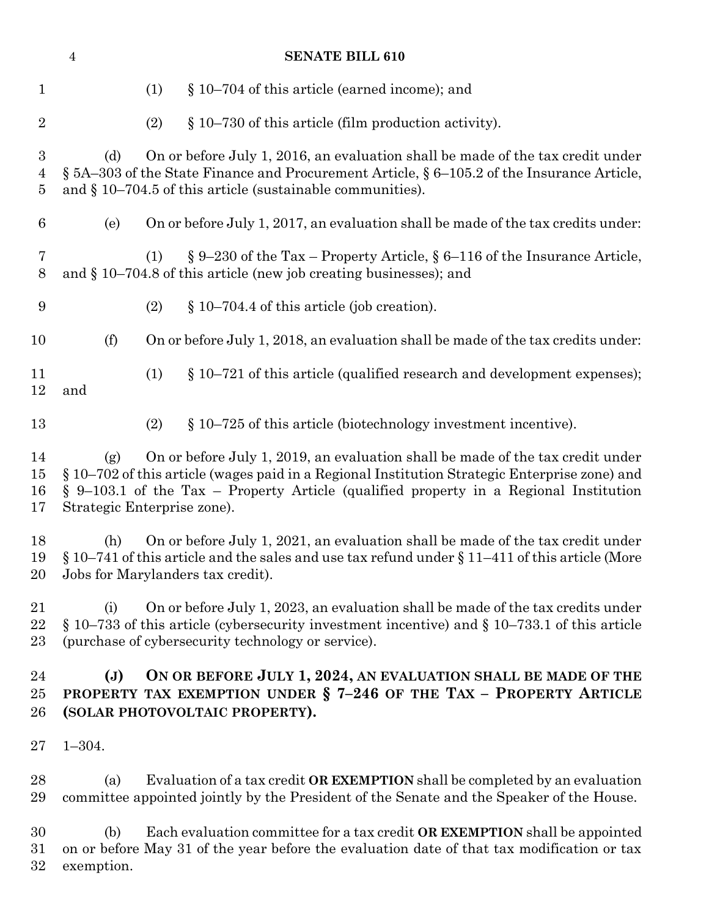(1) § 10–704 of this article (earned income); and

(2) § 10–730 of this article (film production activity).

(d) On or before July 1, 2016, an evaluation shall be made of the tax credit under § 5A–303 of the State Finance and Procurement Article, § 6–105.2 of the Insurance Article, and § 10–704.5 of this article (sustainable communities).

(e) On or before July 1, 2017, an evaluation shall be made of the tax credits under:

(1) § 9–230 of the Tax – Property Article, § 6–116 of the Insurance Article, and § 10–704.8 of this article (new job creating businesses); and

(2) § 10–704.4 of this article (job creation).

(f) On or before July 1, 2018, an evaluation shall be made of the tax credits under:

(1) § 10–721 of this article (qualified research and development expenses); and

(2) § 10–725 of this article (biotechnology investment incentive).

(g) On or before July 1, 2019, an evaluation shall be made of the tax credit under § 10–702 of this article (wages paid in a Regional Institution Strategic Enterprise zone) and § 9–103.1 of the Tax – Property Article (qualified property in a Regional Institution Strategic Enterprise zone).

(h) On or before July 1, 2021, an evaluation shall be made of the tax credit under § 10–741 of this article and the sales and use tax refund under § 11–411 of this article (More Jobs for Marylanders tax credit).

(i) On or before July 1, 2023, an evaluation shall be made of the tax credits under § 10–733 of this article (cybersecurity investment incentive) and § 10–733.1 of this article (purchase of cybersecurity technology or service).

**(J) ON OR BEFORE JULY 1, 2024, AN EVALUATION SHALL BE MADE OF THE PROPERTY TAX EXEMPTION UNDER § 7–246 OF THE TAX – PROPERTY ARTICLE (SOLAR PHOTOVOLTAIC PROPERTY).**

1–304.

(a) Evaluation of a tax credit **OR EXEMPTION** shall be completed by an evaluation committee appointed jointly by the President of the Senate and the Speaker of the House.

(b) Each evaluation committee for a tax credit **OR EXEMPTION** shall be appointed on or before May 31 of the year before the evaluation date of that tax modification or tax exemption.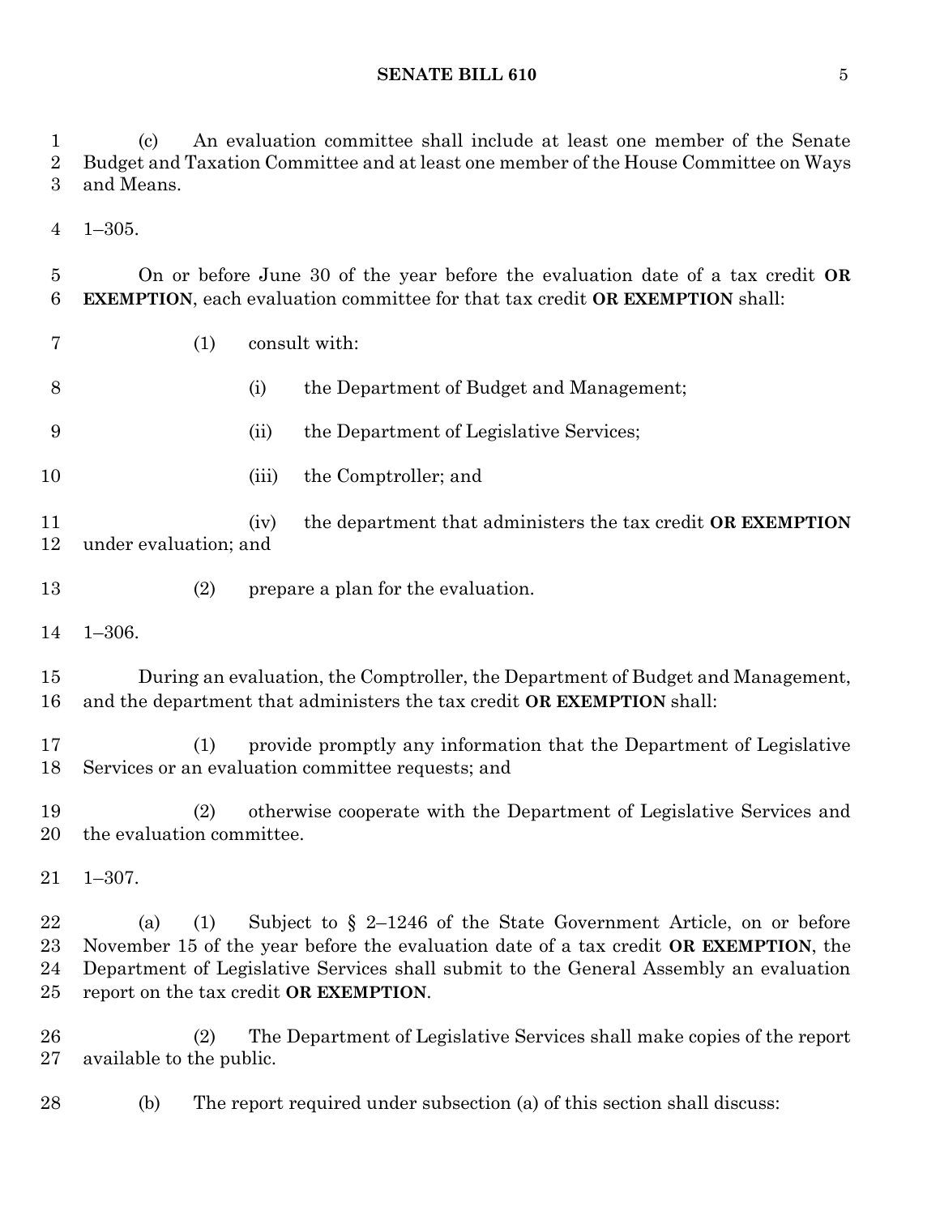(c) An evaluation committee shall include at least one member of the Senate Budget and Taxation Committee and at least one member of the House Committee on Ways and Means.

1–305.

On or before June 30 of the year before the evaluation date of a tax credit **OR EXEMPTION**, each evaluation committee for that tax credit **OR EXEMPTION** shall:

(1) consult with:

(i) the Department of Budget and Management;

(ii) the Department of Legislative Services;

(iii) the Comptroller; and

(iv) the department that administers the tax credit **OR EXEMPTION** under evaluation; and

(2) prepare a plan for the evaluation.

1–306.

During an evaluation, the Comptroller, the Department of Budget and Management, and the department that administers the tax credit **OR EXEMPTION** shall:

(1) provide promptly any information that the Department of Legislative Services or an evaluation committee requests; and

(2) otherwise cooperate with the Department of Legislative Services and the evaluation committee.

1–307.

(a) (1) Subject to § 2–1246 of the State Government Article, on or before November 15 of the year before the evaluation date of a tax credit **OR EXEMPTION**, the Department of Legislative Services shall submit to the General Assembly an evaluation report on the tax credit **OR EXEMPTION**.

(2) The Department of Legislative Services shall make copies of the report available to the public.

(b) The report required under subsection (a) of this section shall discuss: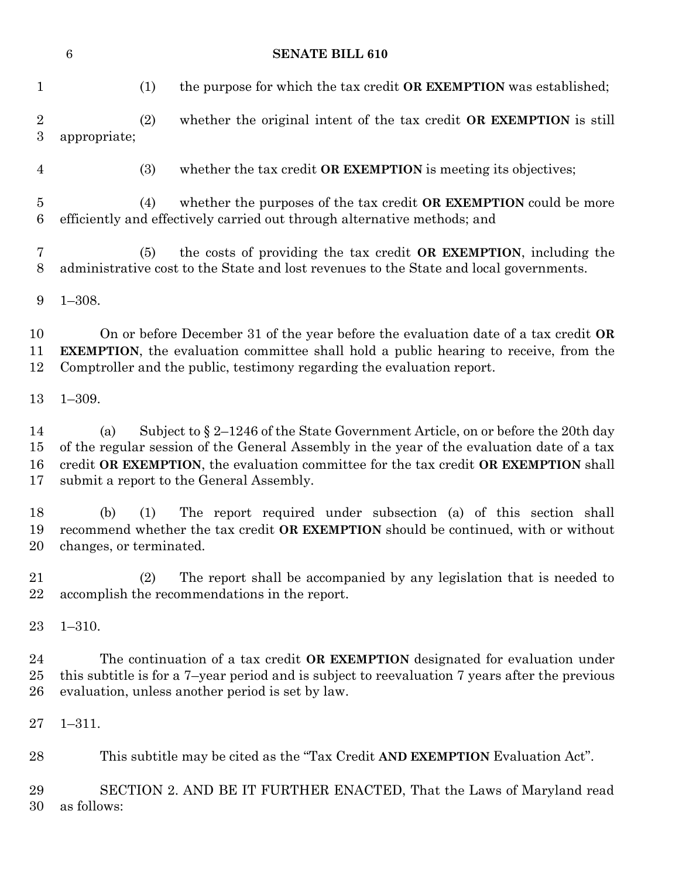(1) the purpose for which the tax credit **OR EXEMPTION** was established;

(2) whether the original intent of the tax credit **OR EXEMPTION** is still appropriate;

(3) whether the tax credit **OR EXEMPTION** is meeting its objectives;

(4) whether the purposes of the tax credit **OR EXEMPTION** could be more efficiently and effectively carried out through alternative methods; and

(5) the costs of providing the tax credit **OR EXEMPTION**, including the administrative cost to the State and lost revenues to the State and local governments.

1–308.

On or before December 31 of the year before the evaluation date of a tax credit **OR EXEMPTION**, the evaluation committee shall hold a public hearing to receive, from the Comptroller and the public, testimony regarding the evaluation report.

1–309.

(a) Subject to § 2–1246 of the State Government Article, on or before the 20th day of the regular session of the General Assembly in the year of the evaluation date of a tax credit **OR EXEMPTION**, the evaluation committee for the tax credit **OR EXEMPTION** shall submit a report to the General Assembly.

(b) (1) The report required under subsection (a) of this section shall recommend whether the tax credit **OR EXEMPTION** should be continued, with or without changes, or terminated.

(2) The report shall be accompanied by any legislation that is needed to accomplish the recommendations in the report.

1–310.

The continuation of a tax credit **OR EXEMPTION** designated for evaluation under this subtitle is for a 7–year period and is subject to reevaluation 7 years after the previous evaluation, unless another period is set by law.

1–311.

This subtitle may be cited as the "Tax Credit **AND EXEMPTION** Evaluation Act".

SECTION 2. AND BE IT FURTHER ENACTED, That the Laws of Maryland read as follows: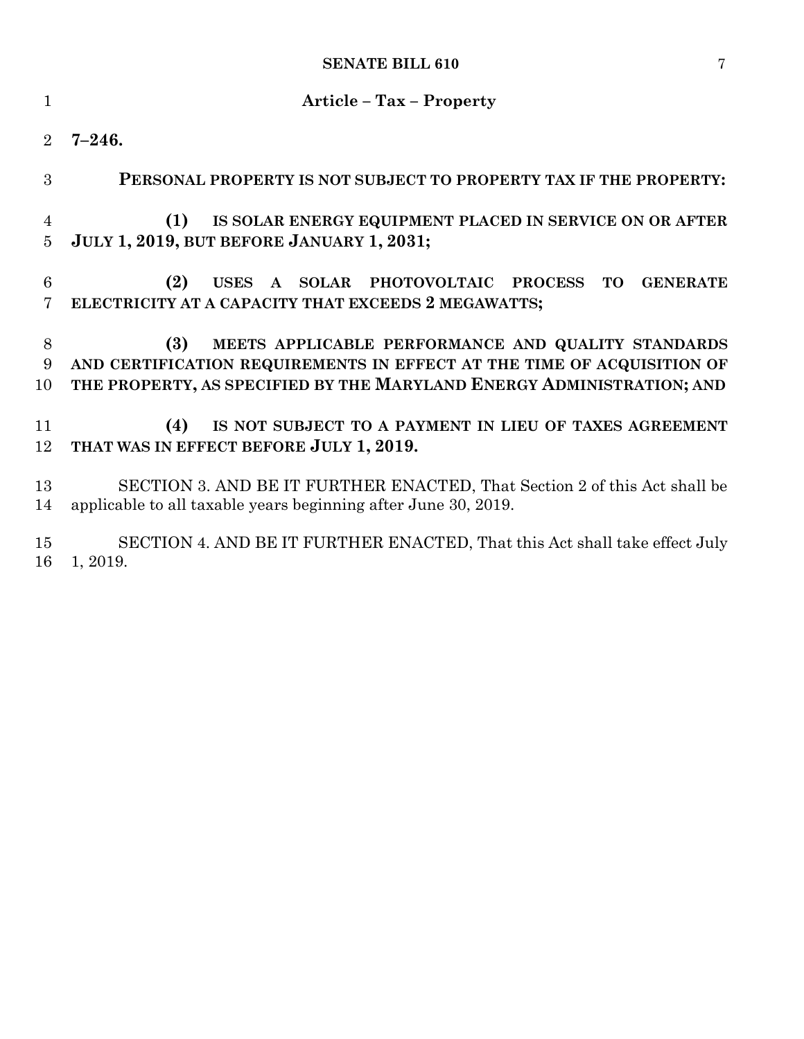**Article – Tax – Property**

**7–246.**

**PERSONAL PROPERTY IS NOT SUBJECT TO PROPERTY TAX IF THE PROPERTY:**

**(1) IS SOLAR ENERGY EQUIPMENT PLACED IN SERVICE ON OR AFTER JULY 1, 2019, BUT BEFORE JANUARY 1, 2031;**

**(2) USES A SOLAR PHOTOVOLTAIC PROCESS TO GENERATE ELECTRICITY AT A CAPACITY THAT EXCEEDS 2 MEGAWATTS;**

**(3) MEETS APPLICABLE PERFORMANCE AND QUALITY STANDARDS AND CERTIFICATION REQUIREMENTS IN EFFECT AT THE TIME OF ACQUISITION OF THE PROPERTY, AS SPECIFIED BY THE MARYLAND ENERGY ADMINISTRATION; AND**

**(4) IS NOT SUBJECT TO A PAYMENT IN LIEU OF TAXES AGREEMENT THAT WAS IN EFFECT BEFORE JULY 1, 2019.**

SECTION 3. AND BE IT FURTHER ENACTED, That Section 2 of this Act shall be applicable to all taxable years beginning after June 30, 2019.

SECTION 4. AND BE IT FURTHER ENACTED, That this Act shall take effect July 1, 2019.